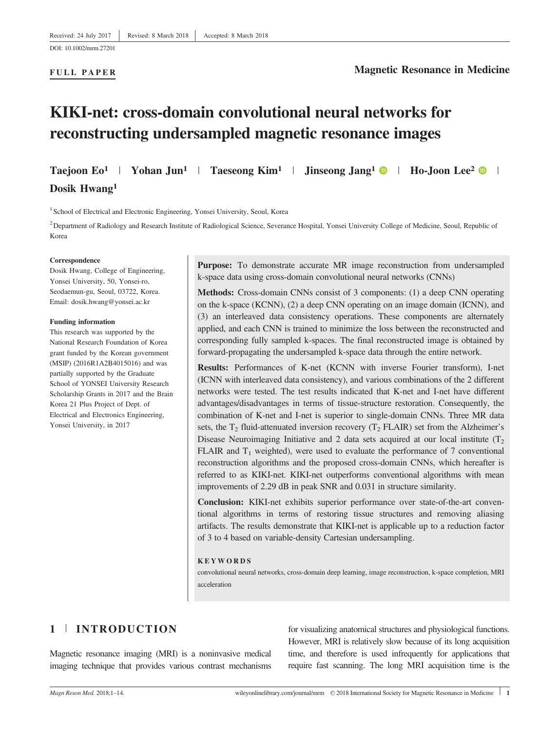Received: 24 July 2017 | Revised: 8 March 2018 | Accepted: 8 March 2018

DOI: 10.1002/mrm.27201

**FULL PAPER**

**Magnetic Resonance in Medicine**

# KIKI-net: cross-domain convolutional neural networks for reconstructing undersampled magnetic resonance images

**Taejoon Eo[1] | Yohan Jun[1] | Taeseong Kim[1] | Jinseong Jang[1] | Ho-Joon Lee[2] | Dosik Hwang[1]**

[1] School of Electrical and Electronic Engineering, Yonsei University, Seoul, Korea

[2] Department of Radiology and Research Institute of Radiological Science, Severance Hospital, Yonsei University College of Medicine, Seoul, Republic of Korea

**Correspondence**
Dosik Hwang, College of Engineering, Yonsei University, 50, Yonsei-ro, Seodaemun-gu, Seoul, 03722, Korea.
Email: dosik.hwang@yonsei.ac.kr

**Funding information**
This research was supported by the National Research Foundation of Korea grant funded by the Korean government (MSIP) (2016R1A2B4015016) and was partially supported by the Graduate School of YONSEI University Research Scholarship Grants in 2017 and the Brain Korea 21 Plus Project of Dept. of Electrical and Electronics Engineering, Yonsei University, in 2017

**Purpose:** To demonstrate accurate MR image reconstruction from undersampled k-space data using cross-domain convolutional neural networks (CNNs)

**Methods:** Cross-domain CNNs consist of 3 components: (1) a deep CNN operating on the k-space (KCNN), (2) a deep CNN operating on an image domain (ICNN), and (3) an interleaved data consistency operations. These components are alternately applied, and each CNN is trained to minimize the loss between the reconstructed and corresponding fully sampled k-spaces. The final reconstructed image is obtained by forward-propagating the undersampled k-space data through the entire network.

**Results:** Performances of K-net (KCNN with inverse Fourier transform), I-net (ICNN with interleaved data consistency), and various combinations of the 2 different networks were tested. The test results indicated that K-net and I-net have different advantages/disadvantages in terms of tissue-structure restoration. Consequently, the combination of K-net and I-net is superior to single-domain CNNs. Three MR data sets, the $T_2$ fluid-attenuated inversion recovery ($T_2$ FLAIR) set from the Alzheimer's Disease Neuroimaging Initiative and 2 data sets acquired at our local institute ($T_2$ FLAIR and $T_1$ weighted), were used to evaluate the performance of 7 conventional reconstruction algorithms and the proposed cross-domain CNNs, which hereafter is referred to as KIKI-net. KIKI-net outperforms conventional algorithms with mean improvements of 2.29 dB in peak SNR and 0.031 in structure similarity.

**Conclusion:** KIKI-net exhibits superior performance over state-of-the-art conventional algorithms in terms of restoring tissue structures and removing aliasing artifacts. The results demonstrate that KIKI-net is applicable up to a reduction factor of 3 to 4 based on variable-density Cartesian undersampling.

**KEYWORDS**
convolutional neural networks, cross-domain deep learning, image reconstruction, k-space completion, MRI acceleration

## 1 | INTRODUCTION

Magnetic resonance imaging (MRI) is a noninvasive medical imaging technique that provides various contrast mechanisms for visualizing anatomical structures and physiological functions. However, MRI is relatively slow because of its long acquisition time, and therefore is used infrequently for applications that require fast scanning. The long MRI acquisition time is the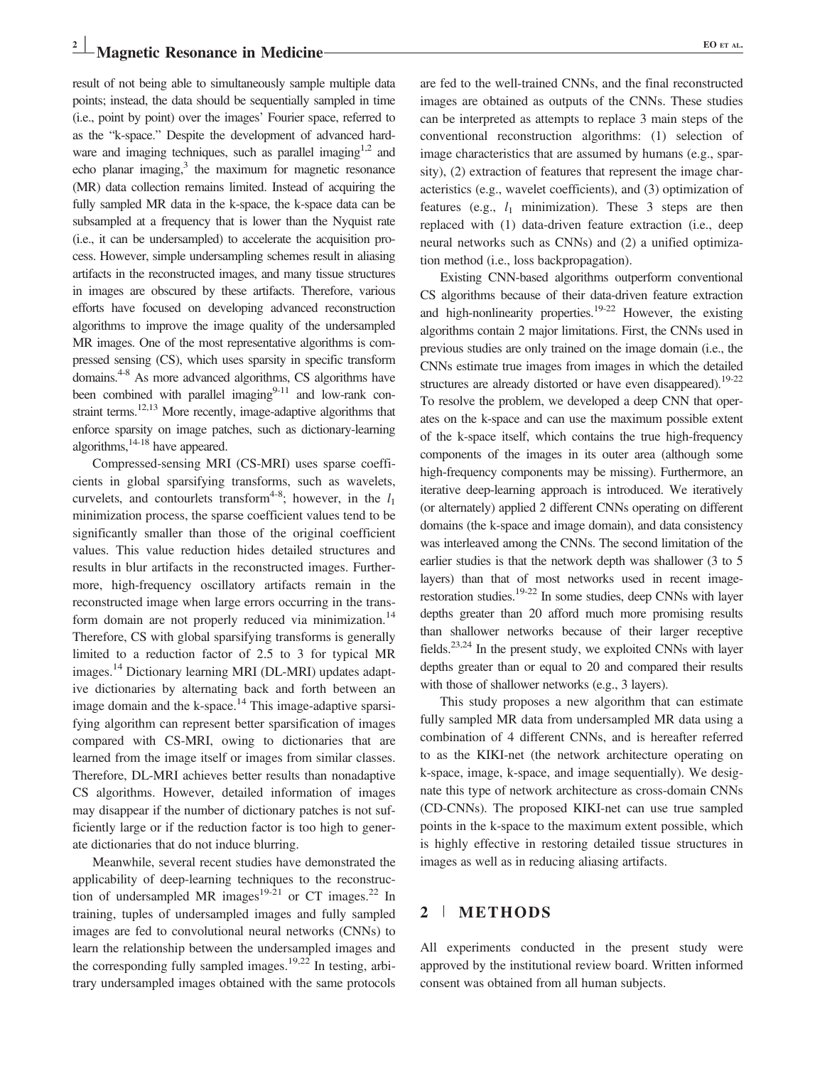result of not being able to simultaneously sample multiple data points; instead, the data should be sequentially sampled in time (i.e., point by point) over the images' Fourier space, referred to as the "k-space." Despite the development of advanced hardware and imaging techniques, such as parallel imaging[1,2] and echo planar imaging,[3] the maximum for magnetic resonance (MR) data collection remains limited. Instead of acquiring the fully sampled MR data in the k-space, the k-space data can be subsampled at a frequency that is lower than the Nyquist rate (i.e., it can be undersampled) to accelerate the acquisition process. However, simple undersampling schemes result in aliasing artifacts in the reconstructed images, and many tissue structures in images are obscured by these artifacts. Therefore, various efforts have focused on developing advanced reconstruction algorithms to improve the image quality of the undersampled MR images. One of the most representative algorithms is compressed sensing (CS), which uses sparsity in specific transform domains.[4-8] As more advanced algorithms, CS algorithms have been combined with parallel imaging[9-11] and low-rank constraint terms.[12,13] More recently, image-adaptive algorithms that enforce sparsity on image patches, such as dictionary-learning algorithms,[14-18] have appeared.

Compressed-sensing MRI (CS-MRI) uses sparse coefficients in global sparsifying transforms, such as wavelets, curvelets, and contourlets transform[4-8]; however, in the $l_1$ minimization process, the sparse coefficient values tend to be significantly smaller than those of the original coefficient values. This value reduction hides detailed structures and results in blur artifacts in the reconstructed images. Furthermore, high-frequency oscillatory artifacts remain in the reconstructed image when large errors occurring in the transform domain are not properly reduced via minimization.[14] Therefore, CS with global sparsifying transforms is generally limited to a reduction factor of 2.5 to 3 for typical MR images.[14] Dictionary learning MRI (DL-MRI) updates adaptive dictionaries by alternating back and forth between an image domain and the k-space.[14] This image-adaptive sparsifying algorithm can represent better sparsification of images compared with CS-MRI, owing to dictionaries that are learned from the image itself or images from similar classes. Therefore, DL-MRI achieves better results than nonadaptive CS algorithms. However, detailed information of images may disappear if the number of dictionary patches is not sufficiently large or if the reduction factor is too high to generate dictionaries that do not induce blurring.

Meanwhile, several recent studies have demonstrated the applicability of deep-learning techniques to the reconstruction of undersampled MR images[19-21] or CT images.[22] In training, tuples of undersampled images and fully sampled images are fed to convolutional neural networks (CNNs) to learn the relationship between the undersampled images and the corresponding fully sampled images.[19,22] In testing, arbitrary undersampled images obtained with the same protocols are fed to the well-trained CNNs, and the final reconstructed images are obtained as outputs of the CNNs. These studies can be interpreted as attempts to replace 3 main steps of the conventional reconstruction algorithms: (1) selection of image characteristics that are assumed by humans (e.g., sparsity), (2) extraction of features that represent the image characteristics (e.g., wavelet coefficients), and (3) optimization of features (e.g., $l_1$ minimization). These 3 steps are then replaced with (1) data-driven feature extraction (i.e., deep neural networks such as CNNs) and (2) a unified optimization method (i.e., loss backpropagation).

Existing CNN-based algorithms outperform conventional CS algorithms because of their data-driven feature extraction and high-nonlinearity properties.[19-22] However, the existing algorithms contain 2 major limitations. First, the CNNs used in previous studies are only trained on the image domain (i.e., the CNNs estimate true images from images in which the detailed structures are already distorted or have even disappeared).[19-22] To resolve the problem, we developed a deep CNN that operates on the k-space and can use the maximum possible extent of the k-space itself, which contains the true high-frequency components of the images in its outer area (although some high-frequency components may be missing). Furthermore, an iterative deep-learning approach is introduced. We iteratively (or alternately) applied 2 different CNNs operating on different domains (the k-space and image domain), and data consistency was interleaved among the CNNs. The second limitation of the earlier studies is that the network depth was shallower (3 to 5 layers) than that of most networks used in recent image-restoration studies.[19-22] In some studies, deep CNNs with layer depths greater than 20 afford much more promising results than shallower networks because of their larger receptive fields.[23,24] In the present study, we exploited CNNs with layer depths greater than or equal to 20 and compared their results with those of shallower networks (e.g., 3 layers).

This study proposes a new algorithm that can estimate fully sampled MR data from undersampled MR data using a combination of 4 different CNNs, and is hereafter referred to as the KIKI-net (the network architecture operating on k-space, image, k-space, and image sequentially). We designate this type of network architecture as cross-domain CNNs (CD-CNNs). The proposed KIKI-net can use true sampled points in the k-space to the maximum extent possible, which is highly effective in restoring detailed tissue structures in images as well as in reducing aliasing artifacts.

## 2 | METHODS

All experiments conducted in the present study were approved by the institutional review board. Written informed consent was obtained from all human subjects.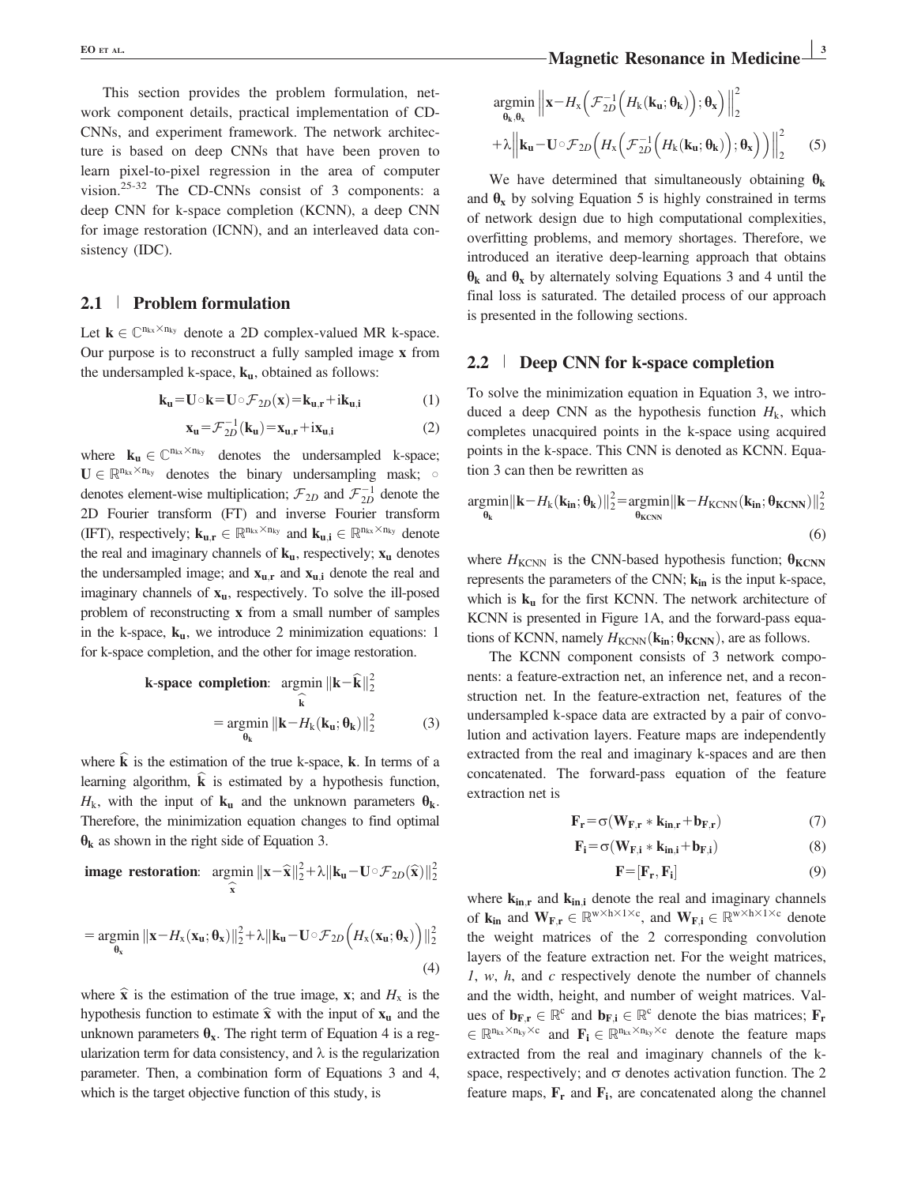This section provides the problem formulation, network component details, practical implementation of CD-CNNs, and experiment framework. The network architecture is based on deep CNNs that have been proven to learn pixel-to-pixel regression in the area of computer vision.[25-32] The CD-CNNs consist of 3 components: a deep CNN for k-space completion (KCNN), a deep CNN for image restoration (ICNN), and an interleaved data consistency (IDC).

## 2.1 | Problem formulation

Let $\mathbf{k} \in \mathbb{C}^{n_{kx} \times n_{ky}}$ denote a 2D complex-valued MR k-space. Our purpose is to reconstruct a fully sampled image $\mathbf{x}$ from the undersampled k-space, $\mathbf{k_u}$, obtained as follows:

$$\mathbf{k_u} = \mathbf{U} \circ \mathbf{k} = \mathbf{U} \circ \mathcal{F}_{2D}(\mathbf{x}) = \mathbf{k_{u,r}} + i\mathbf{k_{u,i}} \tag{1}$$

$$\mathbf{x_u} = \mathcal{F}_{2D}^{-1}(\mathbf{k_u}) = \mathbf{x_{u,r}} + i\mathbf{x_{u,i}} \tag{2}$$

where $\mathbf{k_u} \in \mathbb{C}^{n_{kx} \times n_{ky}}$ denotes the undersampled k-space; $\mathbf{U} \in \mathbb{R}^{n_{kx} \times n_{ky}}$ denotes the binary undersampling mask; $\circ$ denotes element-wise multiplication; $\mathcal{F}_{2D}$ and $\mathcal{F}_{2D}^{-1}$ denote the 2D Fourier transform (FT) and inverse Fourier transform (IFT), respectively; $\mathbf{k_{u,r}} \in \mathbb{R}^{n_{kx} \times n_{ky}}$ and $\mathbf{k_{u,i}} \in \mathbb{R}^{n_{kx} \times n_{ky}}$ denote the real and imaginary channels of $\mathbf{k_u}$, respectively; $\mathbf{x_u}$ denotes the undersampled image; and $\mathbf{x_{u,r}}$ and $\mathbf{x_{u,i}}$ denote the real and imaginary channels of $\mathbf{x_u}$, respectively. To solve the ill-posed problem of reconstructing $\mathbf{x}$ from a small number of samples in the k-space, $\mathbf{k_u}$, we introduce 2 minimization equations: 1 for k-space completion, and the other for image restoration.

$$\textbf{k-space completion}: \ \underset{\widehat{\mathbf{k}}}{\operatorname{argmin}} \|\mathbf{k} - \widehat{\mathbf{k}}\|_2^2 = \underset{\boldsymbol{\theta}_\mathbf{k}}{\operatorname{argmin}} \|\mathbf{k} - H_k(\mathbf{k_u}; \boldsymbol{\theta}_\mathbf{k})\|_2^2 \tag{3}$$

where $\widehat{\mathbf{k}}$ is the estimation of the true k-space, $\mathbf{k}$. In terms of a learning algorithm, $\widehat{\mathbf{k}}$ is estimated by a hypothesis function, $H_k$, with the input of $\mathbf{k_u}$ and the unknown parameters $\boldsymbol{\theta}_\mathbf{k}$. Therefore, the minimization equation changes to find optimal $\boldsymbol{\theta}_\mathbf{k}$ as shown in the right side of Equation 3.

$$\textbf{image restoration}: \ \underset{\widehat{\mathbf{x}}}{\operatorname{argmin}} \|\mathbf{x} - \widehat{\mathbf{x}}\|_2^2 + \lambda \|\mathbf{k_u} - \mathbf{U} \circ \mathcal{F}_{2D}(\widehat{\mathbf{x}})\|_2^2$$

$$= \underset{\boldsymbol{\theta}_\mathbf{x}}{\operatorname{argmin}} \|\mathbf{x} - H_x(\mathbf{x_u}; \boldsymbol{\theta}_\mathbf{x})\|_2^2 + \lambda \|\mathbf{k_u} - \mathbf{U} \circ \mathcal{F}_{2D}\left(H_x(\mathbf{x_u}; \boldsymbol{\theta}_\mathbf{x})\right)\|_2^2 \tag{4}$$

where $\widehat{\mathbf{x}}$ is the estimation of the true image, $\mathbf{x}$; and $H_x$ is the hypothesis function to estimate $\widehat{\mathbf{x}}$ with the input of $\mathbf{x_u}$ and the unknown parameters $\boldsymbol{\theta}_\mathbf{x}$. The right term of Equation 4 is a regularization term for data consistency, and $\lambda$ is the regularization parameter. Then, a combination form of Equations 3 and 4, which is the target objective function of this study, is

$$\underset{\boldsymbol{\theta}_\mathbf{k}, \boldsymbol{\theta}_\mathbf{x}}{\operatorname{argmin}} \left\| \mathbf{x} - H_x\left(\mathcal{F}_{2D}^{-1}\left(H_k(\mathbf{k_u}; \boldsymbol{\theta}_\mathbf{k})\right); \boldsymbol{\theta}_\mathbf{x}\right) \right\|_2^2 + \lambda \left\| \mathbf{k_u} - \mathbf{U} \circ \mathcal{F}_{2D}\left(H_x\left(\mathcal{F}_{2D}^{-1}\left(H_k(\mathbf{k_u}; \boldsymbol{\theta}_\mathbf{k})\right); \boldsymbol{\theta}_\mathbf{x}\right)\right) \right\|_2^2 \tag{5}$$

We have determined that simultaneously obtaining $\boldsymbol{\theta}_\mathbf{k}$ and $\boldsymbol{\theta}_\mathbf{x}$ by solving Equation 5 is highly constrained in terms of network design due to high computational complexities, overfitting problems, and memory shortages. Therefore, we introduced an iterative deep-learning approach that obtains $\boldsymbol{\theta}_\mathbf{k}$ and $\boldsymbol{\theta}_\mathbf{x}$ by alternately solving Equations 3 and 4 until the final loss is saturated. The detailed process of our approach is presented in the following sections.

## 2.2 | Deep CNN for k-space completion

To solve the minimization equation in Equation 3, we introduced a deep CNN as the hypothesis function $H_k$, which completes unacquired points in the k-space using acquired points in the k-space. This CNN is denoted as KCNN. Equation 3 can then be rewritten as

$$\underset{\boldsymbol{\theta}_\mathbf{k}}{\operatorname{argmin}} \|\mathbf{k} - H_k(\mathbf{k_{in}}; \boldsymbol{\theta}_\mathbf{k})\|_2^2 = \underset{\boldsymbol{\theta}_\mathbf{KCNN}}{\operatorname{argmin}} \|\mathbf{k} - H_{\mathrm{KCNN}}(\mathbf{k_{in}}; \boldsymbol{\theta}_\mathbf{KCNN})\|_2^2 \tag{6}$$

where $H_{\mathrm{KCNN}}$ is the CNN-based hypothesis function; $\boldsymbol{\theta}_\mathbf{KCNN}$ represents the parameters of the CNN; $\mathbf{k_{in}}$ is the input k-space, which is $\mathbf{k_u}$ for the first KCNN. The network architecture of KCNN is presented in Figure 1A, and the forward-pass equations of KCNN, namely $H_{\mathrm{KCNN}}(\mathbf{k_{in}}; \boldsymbol{\theta}_\mathbf{KCNN})$, are as follows.

The KCNN component consists of 3 network components: a feature-extraction net, an inference net, and a reconstruction net. In the feature-extraction net, features of the undersampled k-space data are extracted by a pair of convolution and activation layers. Feature maps are independently extracted from the real and imaginary k-spaces and are then concatenated. The forward-pass equation of the feature extraction net is

$$\mathbf{F_r} = \sigma(\mathbf{W_{F,r}} * \mathbf{k_{in,r}} + \mathbf{b_{F,r}}) \tag{7}$$

$$\mathbf{F_i} = \sigma(\mathbf{W_{F,i}} * \mathbf{k_{in,i}} + \mathbf{b_{F,i}}) \tag{8}$$

$$\mathbf{F} = [\mathbf{F_r}, \mathbf{F_i}] \tag{9}$$

where $\mathbf{k_{in,r}}$ and $\mathbf{k_{in,i}}$ denote the real and imaginary channels of $\mathbf{k_{in}}$ and $\mathbf{W_{F,r}} \in \mathbb{R}^{w \times h \times 1 \times c}$, and $\mathbf{W_{F,i}} \in \mathbb{R}^{w \times h \times 1 \times c}$ denote the weight matrices of the 2 corresponding convolution layers of the feature extraction net. For the weight matrices, *1*, *w*, *h*, and *c* respectively denote the number of channels and the width, height, and number of weight matrices. Values of $\mathbf{b_{F,r}} \in \mathbb{R}^c$ and $\mathbf{b_{F,i}} \in \mathbb{R}^c$ denote the bias matrices; $\mathbf{F_r} \in \mathbb{R}^{n_{kx} \times n_{ky} \times c}$ and $\mathbf{F_i} \in \mathbb{R}^{n_{kx} \times n_{ky} \times c}$ denote the feature maps extracted from the real and imaginary channels of the k-space, respectively; and $\sigma$ denotes activation function. The 2 feature maps, $\mathbf{F_r}$ and $\mathbf{F_i}$, are concatenated along the channel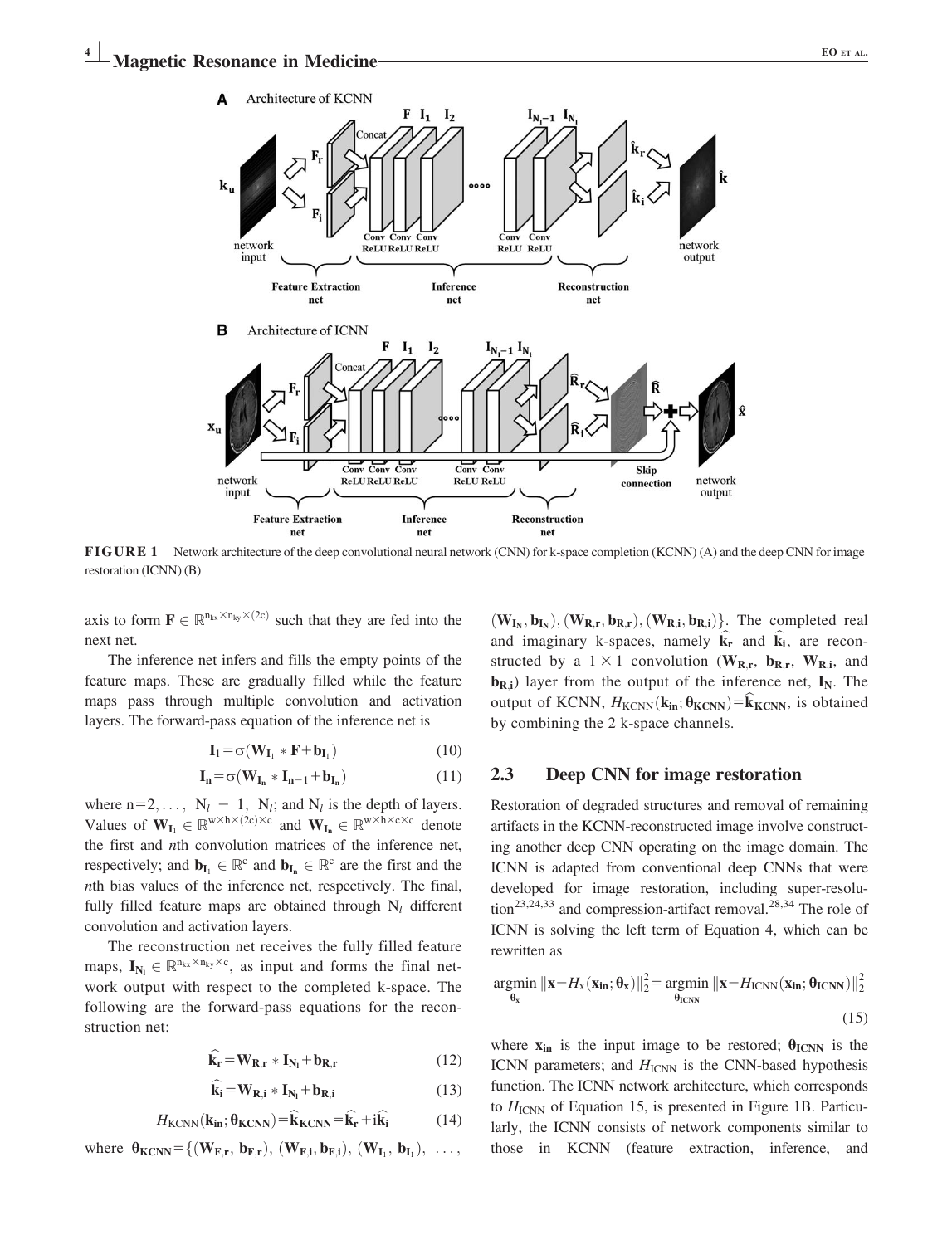**FIGURE 1** Network architecture of the deep convolutional neural network (CNN) for k-space completion (KCNN) (A) and the deep CNN for image restoration (ICNN) (B)

axis to form $\mathbf{F} \in \mathbb{R}^{n_{kx} \times n_{ky} \times (2c)}$ such that they are fed into the next net.

The inference net infers and fills the empty points of the feature maps. These are gradually filled while the feature maps pass through multiple convolution and activation layers. The forward-pass equation of the inference net is

$$\mathbf{I}_1 = \sigma(\mathbf{W}_{\mathbf{I}_1} * \mathbf{F} + \mathbf{b}_{\mathbf{I}_1}) \tag{10}$$

$$\mathbf{I}_\mathbf{n} = \sigma(\mathbf{W}_{\mathbf{I}_\mathbf{n}} * \mathbf{I}_{\mathbf{n}-1} + \mathbf{b}_{\mathbf{I}_\mathbf{n}}) \tag{11}$$

where $n = 2, \ldots, N_l - 1, N_l$; and $N_l$ is the depth of layers. Values of $\mathbf{W}_{\mathbf{I}_1} \in \mathbb{R}^{w \times h \times (2c) \times c}$ and $\mathbf{W}_{\mathbf{I}_\mathbf{n}} \in \mathbb{R}^{w \times h \times c \times c}$ denote the first and $n$th convolution matrices of the inference net, respectively; and $\mathbf{b}_{\mathbf{I}_1} \in \mathbb{R}^c$ and $\mathbf{b}_{\mathbf{I}_\mathbf{n}} \in \mathbb{R}^c$ are the first and the $n$th bias values of the inference net, respectively. The final, fully filled feature maps are obtained through $N_l$ different convolution and activation layers.

The reconstruction net receives the fully filled feature maps, $\mathbf{I}_{\mathbf{N}_l} \in \mathbb{R}^{n_{kx} \times n_{ky} \times c}$, as input and forms the final network output with respect to the completed k-space. The following are the forward-pass equations for the reconstruction net:

$$\widehat{\mathbf{k}_\mathbf{r}} = \mathbf{W}_{\mathbf{R},\mathbf{r}} * \mathbf{I}_{\mathbf{N}_l} + \mathbf{b}_{\mathbf{R},\mathbf{r}} \tag{12}$$

$$\widehat{\mathbf{k}_\mathbf{i}} = \mathbf{W}_{\mathbf{R},\mathbf{i}} * \mathbf{I}_{\mathbf{N}_l} + \mathbf{b}_{\mathbf{R},\mathbf{i}} \tag{13}$$

$$H_{\text{KCNN}}(\mathbf{k_{in}}; \boldsymbol{\theta}_{\mathbf{KCNN}}) = \widehat{\mathbf{k}}_{\mathbf{KCNN}} = \widehat{\mathbf{k}_\mathbf{r}} + i\widehat{\mathbf{k}_\mathbf{i}} \tag{14}$$

where $\boldsymbol{\theta}_{\mathbf{KCNN}} = \{(\mathbf{W}_{\mathbf{F},\mathbf{r}}, \mathbf{b}_{\mathbf{F},\mathbf{r}}), (\mathbf{W}_{\mathbf{F},\mathbf{i}}, \mathbf{b}_{\mathbf{F},\mathbf{i}}), (\mathbf{W}_{\mathbf{I}_1}, \mathbf{b}_{\mathbf{I}_1}), \ldots, (\mathbf{W}_{\mathbf{I}_\mathbf{N}}, \mathbf{b}_{\mathbf{I}_\mathbf{N}}), (\mathbf{W}_{\mathbf{R},\mathbf{r}}, \mathbf{b}_{\mathbf{R},\mathbf{r}}), (\mathbf{W}_{\mathbf{R},\mathbf{i}}, \mathbf{b}_{\mathbf{R},\mathbf{i}})\}$. The completed real and imaginary k-spaces, namely $\widehat{\mathbf{k}_\mathbf{r}}$ and $\widehat{\mathbf{k}_\mathbf{i}}$, are reconstructed by a $1 \times 1$ convolution ($\mathbf{W}_{\mathbf{R},\mathbf{r}}$, $\mathbf{b}_{\mathbf{R},\mathbf{r}}$, $\mathbf{W}_{\mathbf{R},\mathbf{i}}$, and $\mathbf{b}_{\mathbf{R},\mathbf{i}}$) layer from the output of the inference net, $\mathbf{I}_\mathbf{N}$. The output of KCNN, $H_{\text{KCNN}}(\mathbf{k_{in}}; \boldsymbol{\theta}_{\mathbf{KCNN}}) = \widehat{\mathbf{k}}_{\mathbf{KCNN}}$, is obtained by combining the 2 k-space channels.

### 2.3 | Deep CNN for image restoration

Restoration of degraded structures and removal of remaining artifacts in the KCNN-reconstructed image involve constructing another deep CNN operating on the image domain. The ICNN is adapted from conventional deep CNNs that were developed for image restoration, including super-resolution[23,24,33] and compression-artifact removal.[28,34] The role of ICNN is solving the left term of Equation 4, which can be rewritten as

$$\underset{\boldsymbol{\theta}_\mathbf{x}}{\operatorname{argmin}} \|\mathbf{x} - H_\mathbf{x}(\mathbf{x_{in}}; \boldsymbol{\theta}_\mathbf{x})\|_2^2 = \underset{\boldsymbol{\theta}_{\mathbf{ICNN}}}{\operatorname{argmin}} \|\mathbf{x} - H_{\text{ICNN}}(\mathbf{x_{in}}; \boldsymbol{\theta}_{\mathbf{ICNN}})\|_2^2 \tag{15}$$

where $\mathbf{x_{in}}$ is the input image to be restored; $\boldsymbol{\theta}_{\mathbf{ICNN}}$ is the ICNN parameters; and $H_{\text{ICNN}}$ is the CNN-based hypothesis function. The ICNN network architecture, which corresponds to $H_{\text{ICNN}}$ of Equation 15, is presented in Figure 1B. Particularly, the ICNN consists of network components similar to those in KCNN (feature extraction, inference, and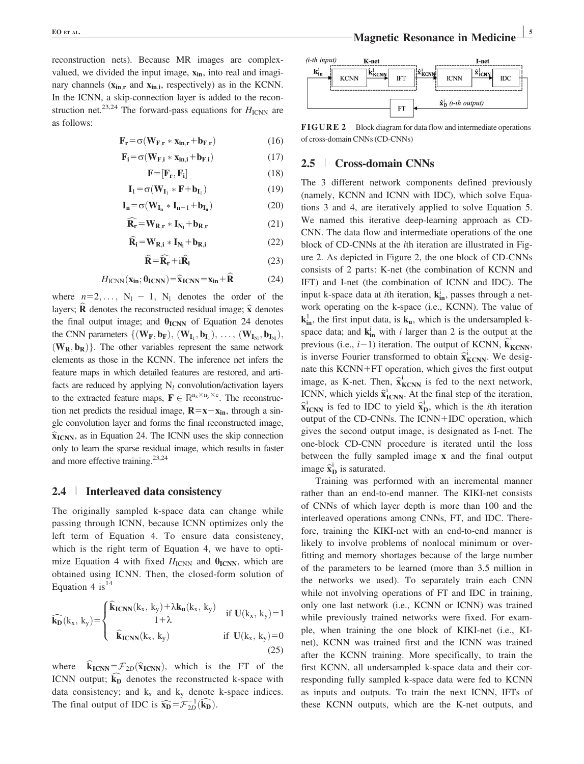reconstruction nets). Because MR images are complex-valued, we divided the input image, $\mathbf{x_{in}}$, into real and imaginary channels ($\mathbf{x_{in,r}}$ and $\mathbf{x_{in,i}}$, respectively) as in the KCNN. In the ICNN, a skip-connection layer is added to the reconstruction net.[23,24] The forward-pass equations for $H_{\text{ICNN}}$ are as follows:

$$\mathbf{F_r} = \sigma(\mathbf{W_{F,r}} * \mathbf{x_{in,r}} + \mathbf{b_{F,r}}) \tag{16}$$

$$\mathbf{F_i} = \sigma(\mathbf{W_{F,i}} * \mathbf{x_{in,i}} + \mathbf{b_{F,i}}) \tag{17}$$

$$\mathbf{F} = [\mathbf{F_r}, \mathbf{F_i}] \tag{18}$$

$$\mathbf{I}_1 = \sigma(\mathbf{W_{I_1}} * \mathbf{F} + \mathbf{b_{I_1}}) \tag{19}$$

$$\mathbf{I_n} = \sigma(\mathbf{W_{I_n}} * \mathbf{I_{n-1}} + \mathbf{b_{I_n}}) \tag{20}$$

$$\widehat{\mathbf{R_r}} = \mathbf{W_{R,r}} * \mathbf{I_{N_I}} + \mathbf{b_{R,r}} \tag{21}$$

$$\widehat{\mathbf{R_i}} = \mathbf{W_{R,i}} * \mathbf{I_{N_I}} + \mathbf{b_{R,i}} \tag{22}$$

$$\widehat{\mathbf{R}} = \widehat{\mathbf{R_r}} + i\widehat{\mathbf{R_i}} \tag{23}$$

$$H_{\text{ICNN}}(\mathbf{x_{in}}; \boldsymbol{\theta_{\text{ICNN}}}) = \widehat{\mathbf{x}}_{\text{ICNN}} = \mathbf{x_{in}} + \widehat{\mathbf{R}} \tag{24}$$

where $n=2, \ldots, N_I - 1$, $N_I$ denotes the order of the layers; $\widehat{\mathbf{R}}$ denotes the reconstructed residual image; $\widehat{\mathbf{x}}$ denotes the final output image; and $\boldsymbol{\theta_{\text{ICNN}}}$ of Equation 24 denotes the CNN parameters $\{(\mathbf{W_F}, \mathbf{b_F}), (\mathbf{W_{I_1}}, \mathbf{b_{I_1}}), \ldots, (\mathbf{W_{I_{N_I}}}, \mathbf{b_{I_{N_I}}}), (\mathbf{W_R}, \mathbf{b_R})\}$. The other variables represent the same network elements as those in the KCNN. The inference net infers the feature maps in which detailed features are restored, and artifacts are reduced by applying $N_I$ convolution/activation layers to the extracted feature maps, $\mathbf{F} \in \mathbb{R}^{n_x \times n_y \times c}$. The reconstruction net predicts the residual image, $\mathbf{R} = \mathbf{x} - \mathbf{x_{in}}$, through a single convolution layer and forms the final reconstructed image, $\widehat{\mathbf{x}}_{\text{ICNN}}$, as in Equation 24. The ICNN uses the skip connection only to learn the sparse residual image, which results in faster and more effective training.[23,24]

## 2.4 | Interleaved data consistency

The originally sampled k-space data can change while passing through ICNN, because ICNN optimizes only the left term of Equation 4. To ensure data consistency, which is the right term of Equation 4, we have to optimize Equation 4 with fixed $H_{\text{ICNN}}$ and $\boldsymbol{\theta_{\text{ICNN}}}$, which are obtained using ICNN. Then, the closed-form solution of Equation 4 is[14]

$$\widehat{\mathbf{k_D}}(k_x, k_y) = \begin{cases} \dfrac{\widehat{\mathbf{k}}_{\text{ICNN}}(k_x, k_y) + \lambda \mathbf{k_u}(k_x, k_y)}{1+\lambda} & \text{if } \mathbf{U}(k_x, k_y) = 1 \\ \widehat{\mathbf{k}}_{\text{ICNN}}(k_x, k_y) & \text{if } \mathbf{U}(k_x, k_y) = 0 \end{cases} \tag{25}$$

where $\widehat{\mathbf{k}}_{\text{ICNN}} = \mathcal{F}_{2D}(\widehat{\mathbf{x}}_{\text{ICNN}})$, which is the FT of the ICNN output; $\widehat{\mathbf{k_D}}$ denotes the reconstructed k-space with data consistency; and $k_x$ and $k_y$ denote k-space indices. The final output of IDC is $\widehat{\mathbf{x_D}} = \mathcal{F}_{2D}^{-1}(\widehat{\mathbf{k_D}})$.

**FIGURE 2** Block diagram for data flow and intermediate operations of cross-domain CNNs (CD-CNNs)

## 2.5 | Cross-domain CNNs

The 3 different network components defined previously (namely, KCNN and ICNN with IDC), which solve Equations 3 and 4, are iteratively applied to solve Equation 5. We named this iterative deep-learning approach as CD-CNN. The data flow and intermediate operations of the one block of CD-CNNs at the $i$th iteration are illustrated in Figure 2. As depicted in Figure 2, the one block of CD-CNNs consists of 2 parts: K-net (the combination of KCNN and IFT) and I-net (the combination of ICNN and IDC). The input k-space data at $i$th iteration, $\mathbf{k}_{\mathbf{in}}^{i}$, passes through a network operating on the k-space (i.e., KCNN). The value of $\mathbf{k}_{\mathbf{in}}^{1}$, the first input data, is $\mathbf{k_u}$, which is the undersampled k-space data; and $\mathbf{k}_{\mathbf{in}}^{i}$ with $i$ larger than 2 is the output at the previous (i.e., $i-1$) iteration. The output of KCNN, $\widehat{\mathbf{k}}_{\text{KCNN}}^{i}$, is inverse Fourier transformed to obtain $\widehat{\mathbf{x}}_{\text{KCNN}}^{i}$. We designate this KCNN+FT operation, which gives the first output image, as K-net. Then, $\widehat{\mathbf{x}}_{\text{KCNN}}^{i}$ is fed to the next network, ICNN, which yields $\widehat{\mathbf{x}}_{\text{ICNN}}^{i}$. At the final step of the iteration, $\widehat{\mathbf{x}}_{\text{ICNN}}^{i}$ is fed to IDC to yield $\widehat{\mathbf{x}}_{\mathbf{D}}^{i}$, which is the $i$th iteration output of the CD-CNNs. The ICNN+IDC operation, which gives the second output image, is designated as I-net. The one-block CD-CNN procedure is iterated until the loss between the fully sampled image $\mathbf{x}$ and the final output image $\widehat{\mathbf{x}}_{\mathbf{D}}^{i}$ is saturated.

Training was performed with an incremental manner rather than an end-to-end manner. The KIKI-net consists of CNNs of which layer depth is more than 100 and the interleaved operations among CNNs, FT, and IDC. Therefore, training the KIKI-net with an end-to-end manner is likely to involve problems of nonlocal minimum or overfitting and memory shortages because of the large number of the parameters to be learned (more than 3.5 million in the networks we used). To separately train each CNN while not involving operations of FT and IDC in training, only one last network (i.e., KCNN or ICNN) was trained while previously trained networks were fixed. For example, when training the one block of KIKI-net (i.e., KI-net), KCNN was trained first and the ICNN was trained after the KCNN training. More specifically, to train the first KCNN, all undersampled k-space data and their corresponding fully sampled k-space data were fed to KCNN as inputs and outputs. To train the next ICNN, IFTs of these KCNN outputs, which are the K-net outputs, and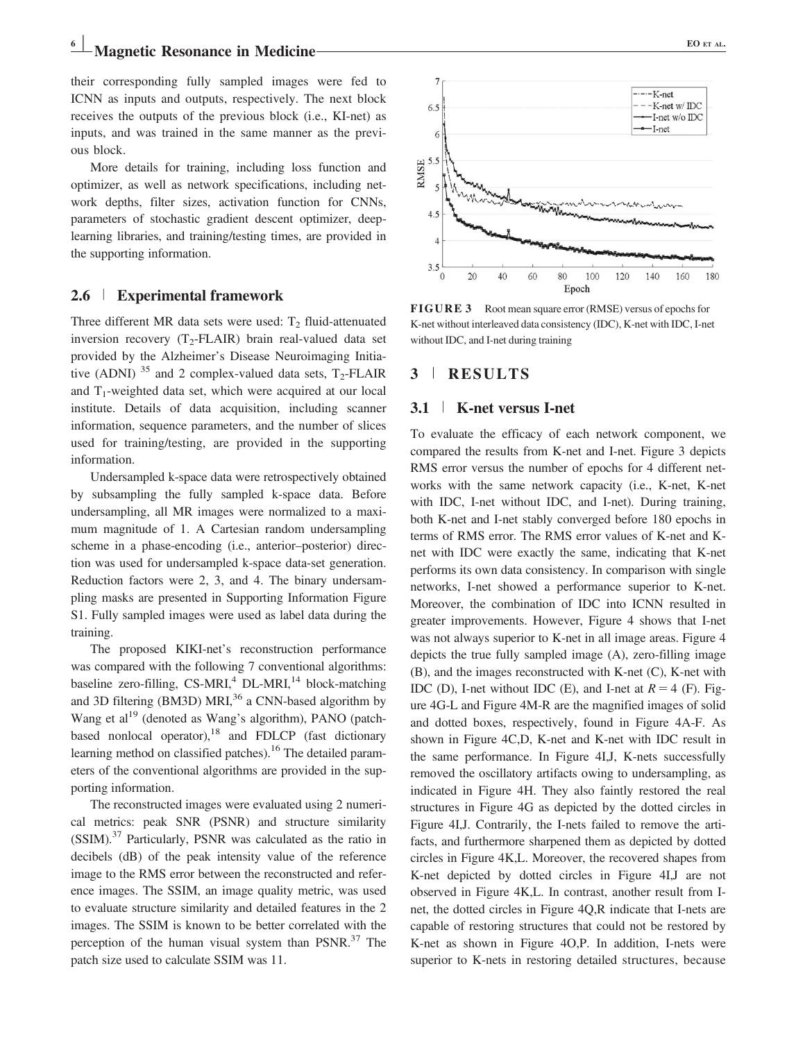their corresponding fully sampled images were fed to ICNN as inputs and outputs, respectively. The next block receives the outputs of the previous block (i.e., KI-net) as inputs, and was trained in the same manner as the previous block.

More details for training, including loss function and optimizer, as well as network specifications, including network depths, filter sizes, activation function for CNNs, parameters of stochastic gradient descent optimizer, deep-learning libraries, and training/testing times, are provided in the supporting information.

### 2.6 | Experimental framework

Three different MR data sets were used: $T_2$ fluid-attenuated inversion recovery ($T_2$-FLAIR) brain real-valued data set provided by the Alzheimer's Disease Neuroimaging Initiative (ADNI) [35] and 2 complex-valued data sets, $T_2$-FLAIR and $T_1$-weighted data set, which were acquired at our local institute. Details of data acquisition, including scanner information, sequence parameters, and the number of slices used for training/testing, are provided in the supporting information.

Undersampled k-space data were retrospectively obtained by subsampling the fully sampled k-space data. Before undersampling, all MR images were normalized to a maximum magnitude of 1. A Cartesian random undersampling scheme in a phase-encoding (i.e., anterior–posterior) direction was used for undersampled k-space data-set generation. Reduction factors were 2, 3, and 4. The binary undersampling masks are presented in Supporting Information Figure S1. Fully sampled images were used as label data during the training.

The proposed KIKI-net's reconstruction performance was compared with the following 7 conventional algorithms: baseline zero-filling, CS-MRI,[4] DL-MRI,[14] block-matching and 3D filtering (BM3D) MRI,[36] a CNN-based algorithm by Wang et al[19] (denoted as Wang's algorithm), PANO (patch-based nonlocal operator),[18] and FDLCP (fast dictionary learning method on classified patches).[16] The detailed parameters of the conventional algorithms are provided in the supporting information.

The reconstructed images were evaluated using 2 numerical metrics: peak SNR (PSNR) and structure similarity (SSIM).[37] Particularly, PSNR was calculated as the ratio in decibels (dB) of the peak intensity value of the reference image to the RMS error between the reconstructed and reference images. The SSIM, an image quality metric, was used to evaluate structure similarity and detailed features in the 2 images. The SSIM is known to be better correlated with the perception of the human visual system than PSNR.[37] The patch size used to calculate SSIM was 11.

**FIGURE 3** Root mean square error (RMSE) versus of epochs for K-net without interleaved data consistency (IDC), K-net with IDC, I-net without IDC, and I-net during training

## 3 | RESULTS

### 3.1 | K-net versus I-net

To evaluate the efficacy of each network component, we compared the results from K-net and I-net. Figure 3 depicts RMS error versus the number of epochs for 4 different networks with the same network capacity (i.e., K-net, K-net with IDC, I-net without IDC, and I-net). During training, both K-net and I-net stably converged before 180 epochs in terms of RMS error. The RMS error values of K-net and K-net with IDC were exactly the same, indicating that K-net performs its own data consistency. In comparison with single networks, I-net showed a performance superior to K-net. Moreover, the combination of IDC into ICNN resulted in greater improvements. However, Figure 4 shows that I-net was not always superior to K-net in all image areas. Figure 4 depicts the true fully sampled image (A), zero-filling image (B), and the images reconstructed with K-net (C), K-net with IDC (D), I-net without IDC (E), and I-net at $R = 4$ (F). Figure 4G-L and Figure 4M-R are the magnified images of solid and dotted boxes, respectively, found in Figure 4A-F. As shown in Figure 4C,D, K-net and K-net with IDC result in the same performance. In Figure 4I,J, K-nets successfully removed the oscillatory artifacts owing to undersampling, as indicated in Figure 4H. They also faintly restored the real structures in Figure 4G as depicted by the dotted circles in Figure 4I,J. Contrarily, the I-nets failed to remove the artifacts, and furthermore sharpened them as depicted by dotted circles in Figure 4K,L. Moreover, the recovered shapes from K-net depicted by dotted circles in Figure 4I,J are not observed in Figure 4K,L. In contrast, another result from I-net, the dotted circles in Figure 4Q,R indicate that I-nets are capable of restoring structures that could not be restored by K-net as shown in Figure 4O,P. In addition, I-nets were superior to K-nets in restoring detailed structures, because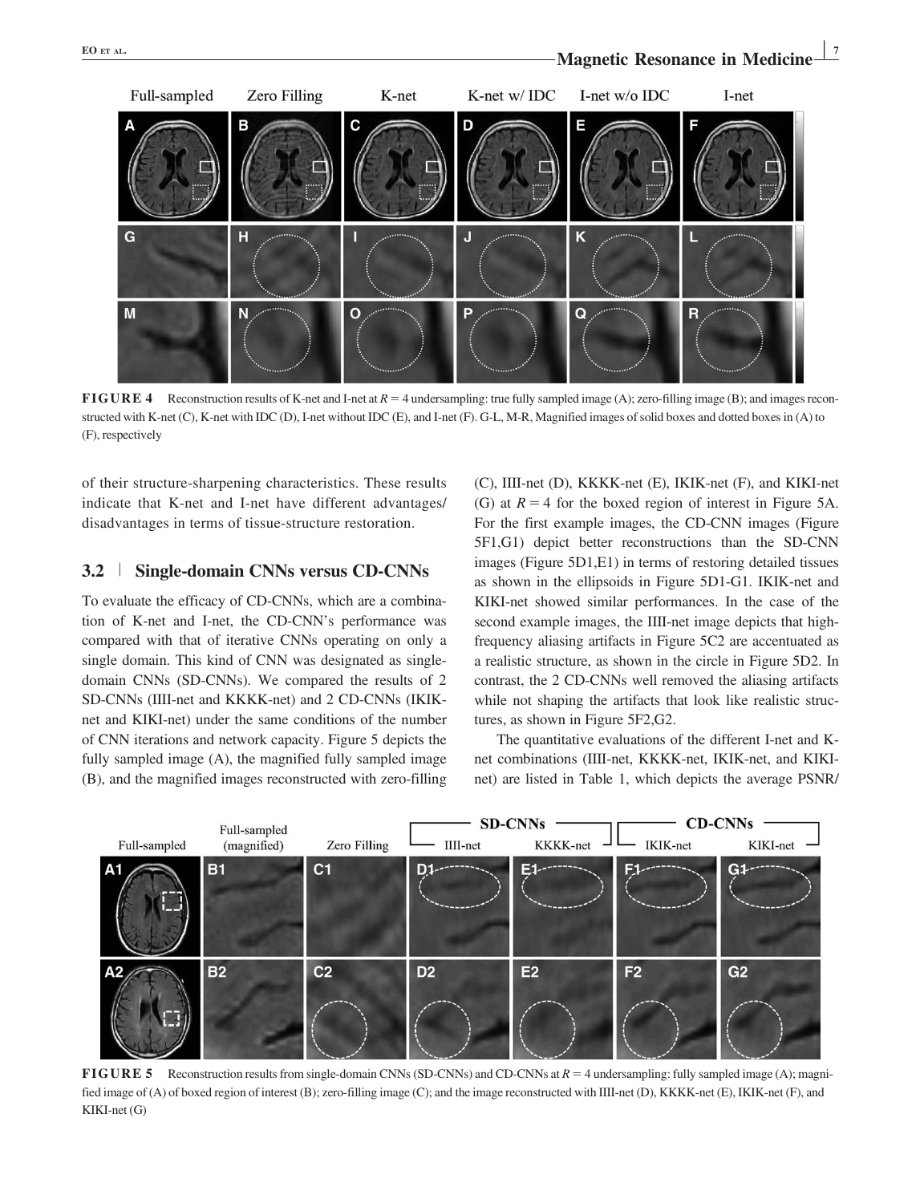**FIGURE 4** Reconstruction results of K-net and I-net at $R = 4$ undersampling: true fully sampled image (A); zero-filling image (B); and images reconstructed with K-net (C), K-net with IDC (D), I-net without IDC (E), and I-net (F). G-L, M-R, Magnified images of solid boxes and dotted boxes in (A) to (F), respectively

of their structure-sharpening characteristics. These results indicate that K-net and I-net have different advantages/disadvantages in terms of tissue-structure restoration.

### 3.2 | Single-domain CNNs versus CD-CNNs

To evaluate the efficacy of CD-CNNs, which are a combination of K-net and I-net, the CD-CNN's performance was compared with that of iterative CNNs operating on only a single domain. This kind of CNN was designated as single-domain CNNs (SD-CNNs). We compared the results of 2 SD-CNNs (IIII-net and KKKK-net) and 2 CD-CNNs (IKIK-net and KIKI-net) under the same conditions of the number of CNN iterations and network capacity. Figure 5 depicts the fully sampled image (A), the magnified fully sampled image (B), and the magnified images reconstructed with zero-filling (C), IIII-net (D), KKKK-net (E), IKIK-net (F), and KIKI-net (G) at $R = 4$ for the boxed region of interest in Figure 5A. For the first example images, the CD-CNN images (Figure 5F1,G1) depict better reconstructions than the SD-CNN images (Figure 5D1,E1) in terms of restoring detailed tissues as shown in the ellipsoids in Figure 5D1-G1. IKIK-net and KIKI-net showed similar performances. In the case of the second example images, the IIII-net image depicts that high-frequency aliasing artifacts in Figure 5C2 are accentuated as a realistic structure, as shown in the circle in Figure 5D2. In contrast, the 2 CD-CNNs well removed the aliasing artifacts while not shaping the artifacts that look like realistic structures, as shown in Figure 5F2,G2.

The quantitative evaluations of the different I-net and K-net combinations (IIII-net, KKKK-net, IKIK-net, and KIKI-net) are listed in Table 1, which depicts the average PSNR/

**FIGURE 5** Reconstruction results from single-domain CNNs (SD-CNNs) and CD-CNNs at $R = 4$ undersampling: fully sampled image (A); magnified image of (A) of boxed region of interest (B); zero-filling image (C); and the image reconstructed with IIII-net (D), KKKK-net (E), IKIK-net (F), and KIKI-net (G)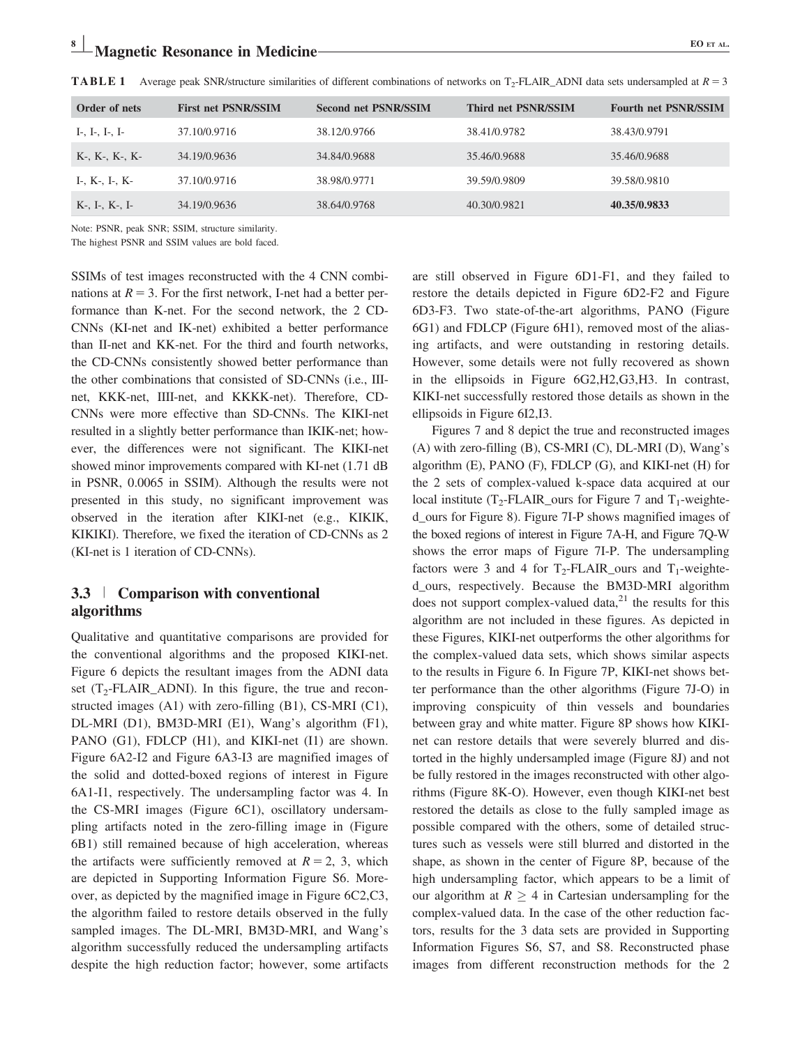**TABLE 1** Average peak SNR/structure similarities of different combinations of networks on $T_2$-FLAIR_ADNI data sets undersampled at $R = 3$

| Order of nets | First net PSNR/SSIM | Second net PSNR/SSIM | Third net PSNR/SSIM | Fourth net PSNR/SSIM |
| --- | --- | --- | --- | --- |
| I-, I-, I-, I- | 37.10/0.9716 | 38.12/0.9766 | 38.41/0.9782 | 38.43/0.9791 |
| K-, K-, K-, K- | 34.19/0.9636 | 34.84/0.9688 | 35.46/0.9688 | 35.46/0.9688 |
| I-, K-, I-, K- | 37.10/0.9716 | 38.98/0.9771 | 39.59/0.9809 | 39.58/0.9810 |
| K-, I-, K-, I- | 34.19/0.9636 | 38.64/0.9768 | 40.30/0.9821 | **40.35/0.9833** |

Note: PSNR, peak SNR; SSIM, structure similarity.
The highest PSNR and SSIM values are bold faced.

SSIMs of test images reconstructed with the 4 CNN combinations at $R = 3$. For the first network, I-net had a better performance than K-net. For the second network, the 2 CD-CNNs (KI-net and IK-net) exhibited a better performance than II-net and KK-net. For the third and fourth networks, the CD-CNNs consistently showed better performance than the other combinations that consisted of SD-CNNs (i.e., III-net, KKK-net, IIII-net, and KKKK-net). Therefore, CD-CNNs were more effective than SD-CNNs. The KIKI-net resulted in a slightly better performance than IKIK-net; however, the differences were not significant. The KIKI-net showed minor improvements compared with KI-net (1.71 dB in PSNR, 0.0065 in SSIM). Although the results were not presented in this study, no significant improvement was observed in the iteration after KIKI-net (e.g., KIKIK, KIKIKI). Therefore, we fixed the iteration of CD-CNNs as 2 (KI-net is 1 iteration of CD-CNNs).

## 3.3 | Comparison with conventional algorithms

Qualitative and quantitative comparisons are provided for the conventional algorithms and the proposed KIKI-net. Figure 6 depicts the resultant images from the ADNI data set ($T_2$-FLAIR_ADNI). In this figure, the true and reconstructed images (A1) with zero-filling (B1), CS-MRI (C1), DL-MRI (D1), BM3D-MRI (E1), Wang's algorithm (F1), PANO (G1), FDLCP (H1), and KIKI-net (I1) are shown. Figure 6A2-I2 and Figure 6A3-I3 are magnified images of the solid and dotted-boxed regions of interest in Figure 6A1-I1, respectively. The undersampling factor was 4. In the CS-MRI images (Figure 6C1), oscillatory undersampling artifacts noted in the zero-filling image in (Figure 6B1) still remained because of high acceleration, whereas the artifacts were sufficiently removed at $R = 2$, 3, which are depicted in Supporting Information Figure S6. Moreover, as depicted by the magnified image in Figure 6C2,C3, the algorithm failed to restore details observed in the fully sampled images. The DL-MRI, BM3D-MRI, and Wang's algorithm successfully reduced the undersampling artifacts despite the high reduction factor; however, some artifacts are still observed in Figure 6D1-F1, and they failed to restore the details depicted in Figure 6D2-F2 and Figure 6D3-F3. Two state-of-the-art algorithms, PANO (Figure 6G1) and FDLCP (Figure 6H1), removed most of the aliasing artifacts, and were outstanding in restoring details. However, some details were not fully recovered as shown in the ellipsoids in Figure 6G2,H2,G3,H3. In contrast, KIKI-net successfully restored those details as shown in the ellipsoids in Figure 6I2,I3.

Figures 7 and 8 depict the true and reconstructed images (A) with zero-filling (B), CS-MRI (C), DL-MRI (D), Wang's algorithm (E), PANO (F), FDLCP (G), and KIKI-net (H) for the 2 sets of complex-valued k-space data acquired at our local institute ($T_2$-FLAIR_ours for Figure 7 and $T_1$-weighted_ours for Figure 8). Figure 7I-P shows magnified images of the boxed regions of interest in Figure 7A-H, and Figure 7Q-W shows the error maps of Figure 7I-P. The undersampling factors were 3 and 4 for $T_2$-FLAIR_ours and $T_1$-weighted_ours, respectively. Because the BM3D-MRI algorithm does not support complex-valued data,[21] the results for this algorithm are not included in these figures. As depicted in these Figures, KIKI-net outperforms the other algorithms for the complex-valued data sets, which shows similar aspects to the results in Figure 6. In Figure 7P, KIKI-net shows better performance than the other algorithms (Figure 7J-O) in improving conspicuity of thin vessels and boundaries between gray and white matter. Figure 8P shows how KIKI-net can restore details that were severely blurred and distorted in the highly undersampled image (Figure 8J) and not be fully restored in the images reconstructed with other algorithms (Figure 8K-O). However, even though KIKI-net best restored the details as close to the fully sampled image as possible compared with the others, some of detailed structures such as vessels were still blurred and distorted in the shape, as shown in the center of Figure 8P, because of the high undersampling factor, which appears to be a limit of our algorithm at $R \geq 4$ in Cartesian undersampling for the complex-valued data. In the case of the other reduction factors, results for the 3 data sets are provided in Supporting Information Figures S6, S7, and S8. Reconstructed phase images from different reconstruction methods for the 2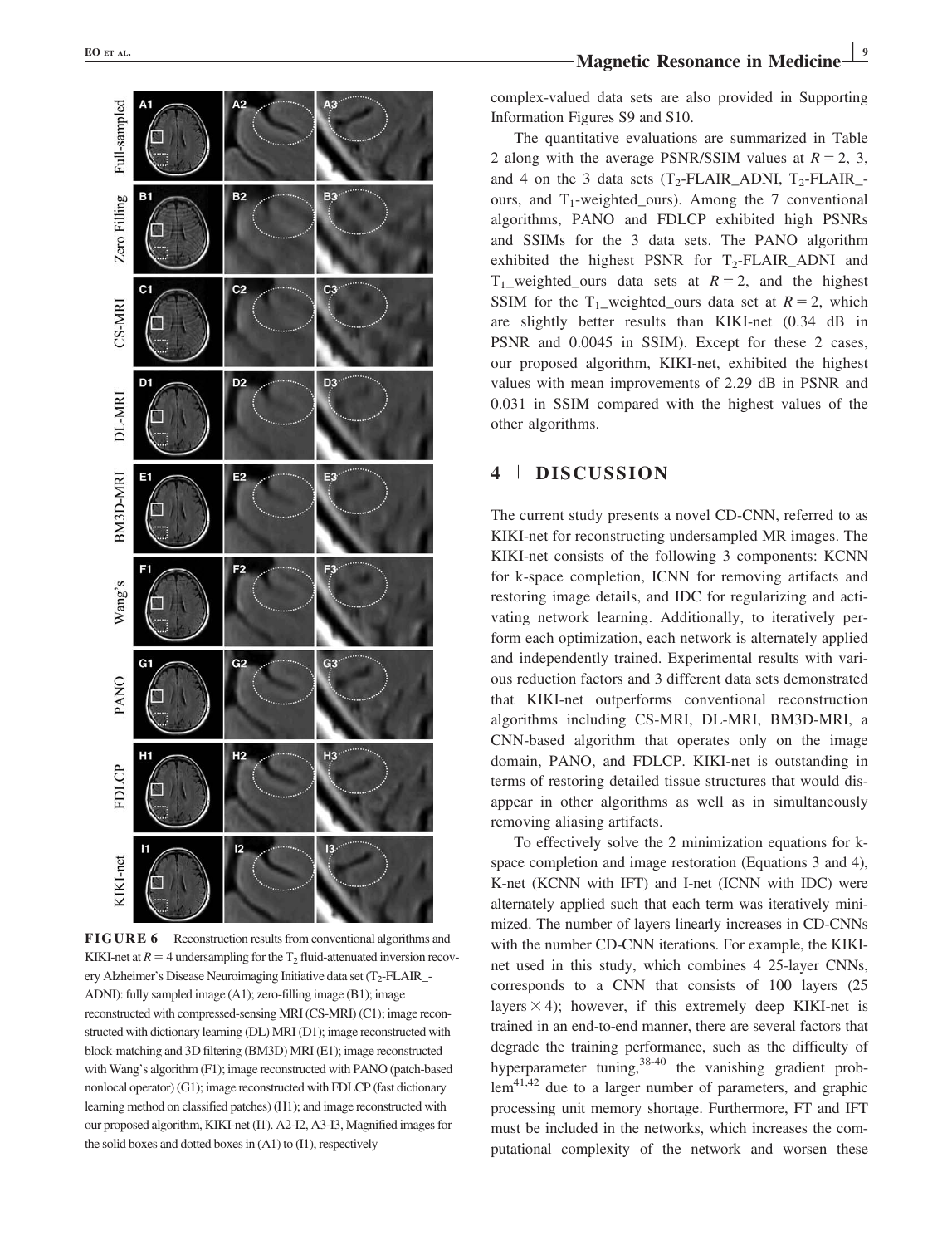**FIGURE 6** Reconstruction results from conventional algorithms and KIKI-net at $R = 4$ undersampling for the $T_2$ fluid-attenuated inversion recovery Alzheimer's Disease Neuroimaging Initiative data set ($T_2$-FLAIR_-ADNI): fully sampled image (A1); zero-filling image (B1); image reconstructed with compressed-sensing MRI (CS-MRI) (C1); image reconstructed with dictionary learning (DL) MRI (D1); image reconstructed with block-matching and 3D filtering (BM3D) MRI (E1); image reconstructed with Wang's algorithm (F1); image reconstructed with PANO (patch-based nonlocal operator) (G1); image reconstructed with FDLCP (fast dictionary learning method on classified patches) (H1); and image reconstructed with our proposed algorithm, KIKI-net (I1). A2-I2, A3-I3, Magnified images for the solid boxes and dotted boxes in (A1) to (I1), respectively

complex-valued data sets are also provided in Supporting Information Figures S9 and S10.

The quantitative evaluations are summarized in Table 2 along with the average PSNR/SSIM values at $R = 2$, 3, and 4 on the 3 data sets ($T_2$-FLAIR_ADNI, $T_2$-FLAIR_-ours, and $T_1$-weighted_ours). Among the 7 conventional algorithms, PANO and FDLCP exhibited high PSNRs and SSIMs for the 3 data sets. The PANO algorithm exhibited the highest PSNR for $T_2$-FLAIR_ADNI and $T_1$_weighted_ours data sets at $R = 2$, and the highest SSIM for the $T_1$_weighted_ours data set at $R = 2$, which are slightly better results than KIKI-net (0.34 dB in PSNR and 0.0045 in SSIM). Except for these 2 cases, our proposed algorithm, KIKI-net, exhibited the highest values with mean improvements of 2.29 dB in PSNR and 0.031 in SSIM compared with the highest values of the other algorithms.

## 4 | DISCUSSION

The current study presents a novel CD-CNN, referred to as KIKI-net for reconstructing undersampled MR images. The KIKI-net consists of the following 3 components: KCNN for k-space completion, ICNN for removing artifacts and restoring image details, and IDC for regularizing and activating network learning. Additionally, to iteratively perform each optimization, each network is alternately applied and independently trained. Experimental results with various reduction factors and 3 different data sets demonstrated that KIKI-net outperforms conventional reconstruction algorithms including CS-MRI, DL-MRI, BM3D-MRI, a CNN-based algorithm that operates only on the image domain, PANO, and FDLCP. KIKI-net is outstanding in terms of restoring detailed tissue structures that would disappear in other algorithms as well as in simultaneously removing aliasing artifacts.

To effectively solve the 2 minimization equations for k-space completion and image restoration (Equations 3 and 4), K-net (KCNN with IFT) and I-net (ICNN with IDC) were alternately applied such that each term was iteratively minimized. The number of layers linearly increases in CD-CNNs with the number CD-CNN iterations. For example, the KIKI-net used in this study, which combines 4 25-layer CNNs, corresponds to a CNN that consists of 100 layers (25 layers $\times$ 4); however, if this extremely deep KIKI-net is trained in an end-to-end manner, there are several factors that degrade the training performance, such as the difficulty of hyperparameter tuning,[38-40] the vanishing gradient problem[41,42] due to a larger number of parameters, and graphic processing unit memory shortage. Furthermore, FT and IFT must be included in the networks, which increases the computational complexity of the network and worsen these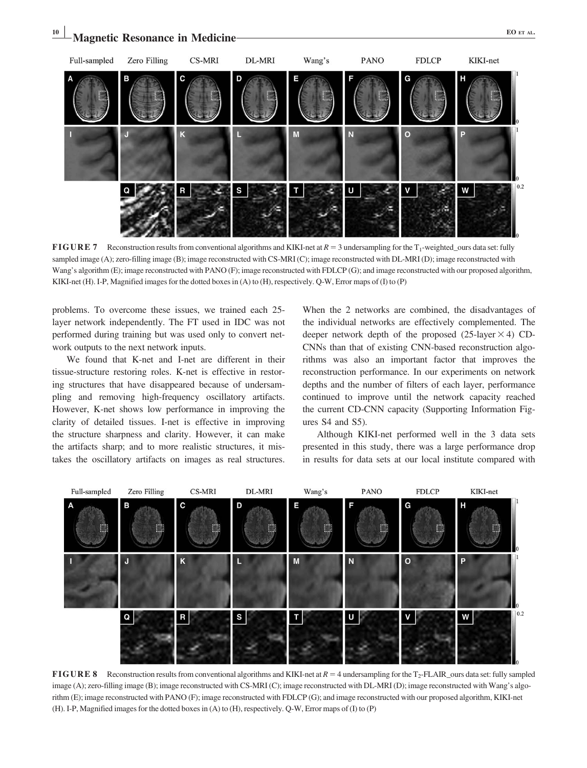**FIGURE 7** Reconstruction results from conventional algorithms and KIKI-net at $R = 3$ undersampling for the $T_1$-weighted_ours data set: fully sampled image (A); zero-filling image (B); image reconstructed with CS-MRI (C); image reconstructed with DL-MRI (D); image reconstructed with Wang's algorithm (E); image reconstructed with PANO (F); image reconstructed with FDLCP (G); and image reconstructed with our proposed algorithm, KIKI-net (H). I-P, Magnified images for the dotted boxes in (A) to (H), respectively. Q-W, Error maps of (I) to (P)

problems. To overcome these issues, we trained each 25-layer network independently. The FT used in IDC was not performed during training but was used only to convert network outputs to the next network inputs.

We found that K-net and I-net are different in their tissue-structure restoring roles. K-net is effective in restoring structures that have disappeared because of undersampling and removing high-frequency oscillatory artifacts. However, K-net shows low performance in improving the clarity of detailed tissues. I-net is effective in improving the structure sharpness and clarity. However, it can make the artifacts sharp; and to more realistic structures, it mistakes the oscillatory artifacts on images as real structures. When the 2 networks are combined, the disadvantages of the individual networks are effectively complemented. The deeper network depth of the proposed (25-layer $\times$ 4) CD-CNNs than that of existing CNN-based reconstruction algorithms was also an important factor that improves the reconstruction performance. In our experiments on network depths and the number of filters of each layer, performance continued to improve until the network capacity reached the current CD-CNN capacity (Supporting Information Figures S4 and S5).

Although KIKI-net performed well in the 3 data sets presented in this study, there was a large performance drop in results for data sets at our local institute compared with

**FIGURE 8** Reconstruction results from conventional algorithms and KIKI-net at $R = 4$ undersampling for the $T_2$-FLAIR_ours data set: fully sampled image (A); zero-filling image (B); image reconstructed with CS-MRI (C); image reconstructed with DL-MRI (D); image reconstructed with Wang's algorithm (E); image reconstructed with PANO (F); image reconstructed with FDLCP (G); and image reconstructed with our proposed algorithm, KIKI-net (H). I-P, Magnified images for the dotted boxes in (A) to (H), respectively. Q-W, Error maps of (I) to (P)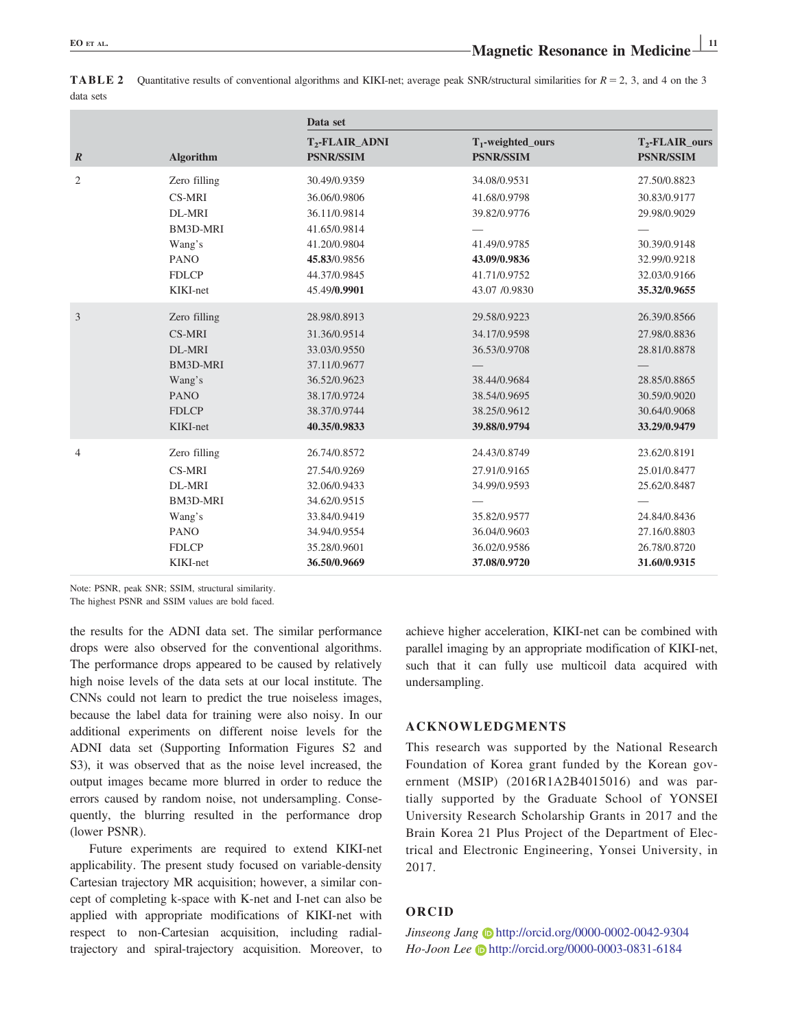**TABLE 2** Quantitative results of conventional algorithms and KIKI-net; average peak SNR/structural similarities for $R = 2$, 3, and 4 on the 3 data sets

| | | Data set | | |
|---|---|---|---|---|
| ***R*** | **Algorithm** | **$T_2$-FLAIR_ADNI PSNR/SSIM** | **$T_1$-weighted_ours PSNR/SSIM** | **$T_2$-FLAIR_ours PSNR/SSIM** |
| 2 | Zero filling | 30.49/0.9359 | 34.08/0.9531 | 27.50/0.8823 |
| | CS-MRI | 36.06/0.9806 | 41.68/0.9798 | 30.83/0.9177 |
| | DL-MRI | 36.11/0.9814 | 39.82/0.9776 | 29.98/0.9029 |
| | BM3D-MRI | 41.65/0.9814 | — | — |
| | Wang's | 41.20/0.9804 | 41.49/0.9785 | 30.39/0.9148 |
| | PANO | **45.83**/0.9856 | **43.09/0.9836** | 32.99/0.9218 |
| | FDLCP | 44.37/0.9845 | 41.71/0.9752 | 32.03/0.9166 |
| | KIKI-net | 45.49/**0.9901** | 43.07 /0.9830 | **35.32/0.9655** |
| 3 | Zero filling | 28.98/0.8913 | 29.58/0.9223 | 26.39/0.8566 |
| | CS-MRI | 31.36/0.9514 | 34.17/0.9598 | 27.98/0.8836 |
| | DL-MRI | 33.03/0.9550 | 36.53/0.9708 | 28.81/0.8878 |
| | BM3D-MRI | 37.11/0.9677 | — | — |
| | Wang's | 36.52/0.9623 | 38.44/0.9684 | 28.85/0.8865 |
| | PANO | 38.17/0.9724 | 38.54/0.9695 | 30.59/0.9020 |
| | FDLCP | 38.37/0.9744 | 38.25/0.9612 | 30.64/0.9068 |
| | KIKI-net | **40.35/0.9833** | **39.88/0.9794** | **33.29/0.9479** |
| 4 | Zero filling | 26.74/0.8572 | 24.43/0.8749 | 23.62/0.8191 |
| | CS-MRI | 27.54/0.9269 | 27.91/0.9165 | 25.01/0.8477 |
| | DL-MRI | 32.06/0.9433 | 34.99/0.9593 | 25.62/0.8487 |
| | BM3D-MRI | 34.62/0.9515 | — | — |
| | Wang's | 33.84/0.9419 | 35.82/0.9577 | 24.84/0.8436 |
| | PANO | 34.94/0.9554 | 36.04/0.9603 | 27.16/0.8803 |
| | FDLCP | 35.28/0.9601 | 36.02/0.9586 | 26.78/0.8720 |
| | KIKI-net | **36.50/0.9669** | **37.08/0.9720** | **31.60/0.9315** |

Note: PSNR, peak SNR; SSIM, structural similarity.
The highest PSNR and SSIM values are bold faced.

the results for the ADNI data set. The similar performance drops were also observed for the conventional algorithms. The performance drops appeared to be caused by relatively high noise levels of the data sets at our local institute. The CNNs could not learn to predict the true noiseless images, because the label data for training were also noisy. In our additional experiments on different noise levels for the ADNI data set (Supporting Information Figures S2 and S3), it was observed that as the noise level increased, the output images became more blurred in order to reduce the errors caused by random noise, not undersampling. Consequently, the blurring resulted in the performance drop (lower PSNR).

Future experiments are required to extend KIKI-net applicability. The present study focused on variable-density Cartesian trajectory MR acquisition; however, a similar concept of completing k-space with K-net and I-net can also be applied with appropriate modifications of KIKI-net with respect to non-Cartesian acquisition, including radial-trajectory and spiral-trajectory acquisition. Moreover, to achieve higher acceleration, KIKI-net can be combined with parallel imaging by an appropriate modification of KIKI-net, such that it can fully use multicoil data acquired with undersampling.

## ACKNOWLEDGMENTS

This research was supported by the National Research Foundation of Korea grant funded by the Korean government (MSIP) (2016R1A2B4015016) and was partially supported by the Graduate School of YONSEI University Research Scholarship Grants in 2017 and the Brain Korea 21 Plus Project of the Department of Electrical and Electronic Engineering, Yonsei University, in 2017.

## ORCID

*Jinseong Jang* http://orcid.org/0000-0002-0042-9304
*Ho-Joon Lee* http://orcid.org/0000-0003-0831-6184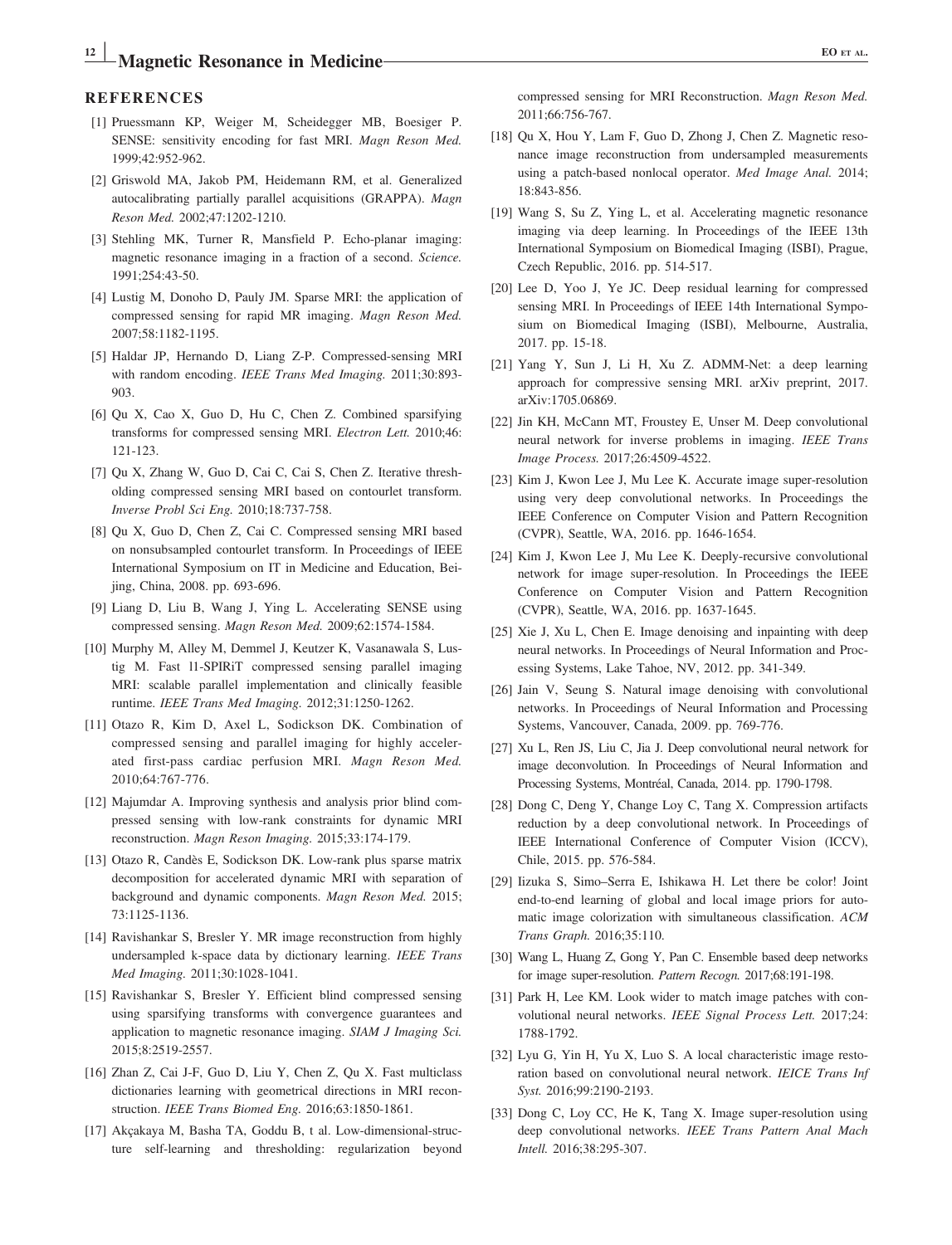## REFERENCES

[1] Pruessmann KP, Weiger M, Scheidegger MB, Boesiger P. SENSE: sensitivity encoding for fast MRI. *Magn Reson Med.* 1999;42:952-962.

[2] Griswold MA, Jakob PM, Heidemann RM, et al. Generalized autocalibrating partially parallel acquisitions (GRAPPA). *Magn Reson Med.* 2002;47:1202-1210.

[3] Stehling MK, Turner R, Mansfield P. Echo-planar imaging: magnetic resonance imaging in a fraction of a second. *Science.* 1991;254:43-50.

[4] Lustig M, Donoho D, Pauly JM. Sparse MRI: the application of compressed sensing for rapid MR imaging. *Magn Reson Med.* 2007;58:1182-1195.

[5] Haldar JP, Hernando D, Liang Z-P. Compressed-sensing MRI with random encoding. *IEEE Trans Med Imaging.* 2011;30:893-903.

[6] Qu X, Cao X, Guo D, Hu C, Chen Z. Combined sparsifying transforms for compressed sensing MRI. *Electron Lett.* 2010;46:121-123.

[7] Qu X, Zhang W, Guo D, Cai C, Cai S, Chen Z. Iterative thresholding compressed sensing MRI based on contourlet transform. *Inverse Probl Sci Eng.* 2010;18:737-758.

[8] Qu X, Guo D, Chen Z, Cai C. Compressed sensing MRI based on nonsubsampled contourlet transform. In Proceedings of IEEE International Symposium on IT in Medicine and Education, Beijing, China, 2008. pp. 693-696.

[9] Liang D, Liu B, Wang J, Ying L. Accelerating SENSE using compressed sensing. *Magn Reson Med.* 2009;62:1574-1584.

[10] Murphy M, Alley M, Demmel J, Keutzer K, Vasanawala S, Lustig M. Fast l1-SPIRiT compressed sensing parallel imaging MRI: scalable parallel implementation and clinically feasible runtime. *IEEE Trans Med Imaging.* 2012;31:1250-1262.

[11] Otazo R, Kim D, Axel L, Sodickson DK. Combination of compressed sensing and parallel imaging for highly accelerated first-pass cardiac perfusion MRI. *Magn Reson Med.* 2010;64:767-776.

[12] Majumdar A. Improving synthesis and analysis prior blind compressed sensing with low-rank constraints for dynamic MRI reconstruction. *Magn Reson Imaging.* 2015;33:174-179.

[13] Otazo R, Candès E, Sodickson DK. Low-rank plus sparse matrix decomposition for accelerated dynamic MRI with separation of background and dynamic components. *Magn Reson Med.* 2015;73:1125-1136.

[14] Ravishankar S, Bresler Y. MR image reconstruction from highly undersampled k-space data by dictionary learning. *IEEE Trans Med Imaging.* 2011;30:1028-1041.

[15] Ravishankar S, Bresler Y. Efficient blind compressed sensing using sparsifying transforms with convergence guarantees and application to magnetic resonance imaging. *SIAM J Imaging Sci.* 2015;8:2519-2557.

[16] Zhan Z, Cai J-F, Guo D, Liu Y, Chen Z, Qu X. Fast multiclass dictionaries learning with geometrical directions in MRI reconstruction. *IEEE Trans Biomed Eng.* 2016;63:1850-1861.

[17] Akçakaya M, Basha TA, Goddu B, t al. Low-dimensional-structure self-learning and thresholding: regularization beyond compressed sensing for MRI Reconstruction. *Magn Reson Med.* 2011;66:756-767.

[18] Qu X, Hou Y, Lam F, Guo D, Zhong J, Chen Z. Magnetic resonance image reconstruction from undersampled measurements using a patch-based nonlocal operator. *Med Image Anal.* 2014;18:843-856.

[19] Wang S, Su Z, Ying L, et al. Accelerating magnetic resonance imaging via deep learning. In Proceedings of the IEEE 13th International Symposium on Biomedical Imaging (ISBI), Prague, Czech Republic, 2016. pp. 514-517.

[20] Lee D, Yoo J, Ye JC. Deep residual learning for compressed sensing MRI. In Proceedings of IEEE 14th International Symposium on Biomedical Imaging (ISBI), Melbourne, Australia, 2017. pp. 15-18.

[21] Yang Y, Sun J, Li H, Xu Z. ADMM-Net: a deep learning approach for compressive sensing MRI. arXiv preprint, 2017. arXiv:1705.06869.

[22] Jin KH, McCann MT, Froustey E, Unser M. Deep convolutional neural network for inverse problems in imaging. *IEEE Trans Image Process.* 2017;26:4509-4522.

[23] Kim J, Kwon Lee J, Mu Lee K. Accurate image super-resolution using very deep convolutional networks. In Proceedings the IEEE Conference on Computer Vision and Pattern Recognition (CVPR), Seattle, WA, 2016. pp. 1646-1654.

[24] Kim J, Kwon Lee J, Mu Lee K. Deeply-recursive convolutional network for image super-resolution. In Proceedings the IEEE Conference on Computer Vision and Pattern Recognition (CVPR), Seattle, WA, 2016. pp. 1637-1645.

[25] Xie J, Xu L, Chen E. Image denoising and inpainting with deep neural networks. In Proceedings of Neural Information and Processing Systems, Lake Tahoe, NV, 2012. pp. 341-349.

[26] Jain V, Seung S. Natural image denoising with convolutional networks. In Proceedings of Neural Information and Processing Systems, Vancouver, Canada, 2009. pp. 769-776.

[27] Xu L, Ren JS, Liu C, Jia J. Deep convolutional neural network for image deconvolution. In Proceedings of Neural Information and Processing Systems, Montréal, Canada, 2014. pp. 1790-1798.

[28] Dong C, Deng Y, Change Loy C, Tang X. Compression artifacts reduction by a deep convolutional network. In Proceedings of IEEE International Conference of Computer Vision (ICCV), Chile, 2015. pp. 576-584.

[29] Iizuka S, Simo–Serra E, Ishikawa H. Let there be color! Joint end-to-end learning of global and local image priors for automatic image colorization with simultaneous classification. *ACM Trans Graph.* 2016;35:110.

[30] Wang L, Huang Z, Gong Y, Pan C. Ensemble based deep networks for image super-resolution. *Pattern Recogn.* 2017;68:191-198.

[31] Park H, Lee KM. Look wider to match image patches with convolutional neural networks. *IEEE Signal Process Lett.* 2017;24:1788-1792.

[32] Lyu G, Yin H, Yu X, Luo S. A local characteristic image restoration based on convolutional neural network. *IEICE Trans Inf Syst.* 2016;99:2190-2193.

[33] Dong C, Loy CC, He K, Tang X. Image super-resolution using deep convolutional networks. *IEEE Trans Pattern Anal Mach Intell.* 2016;38:295-307.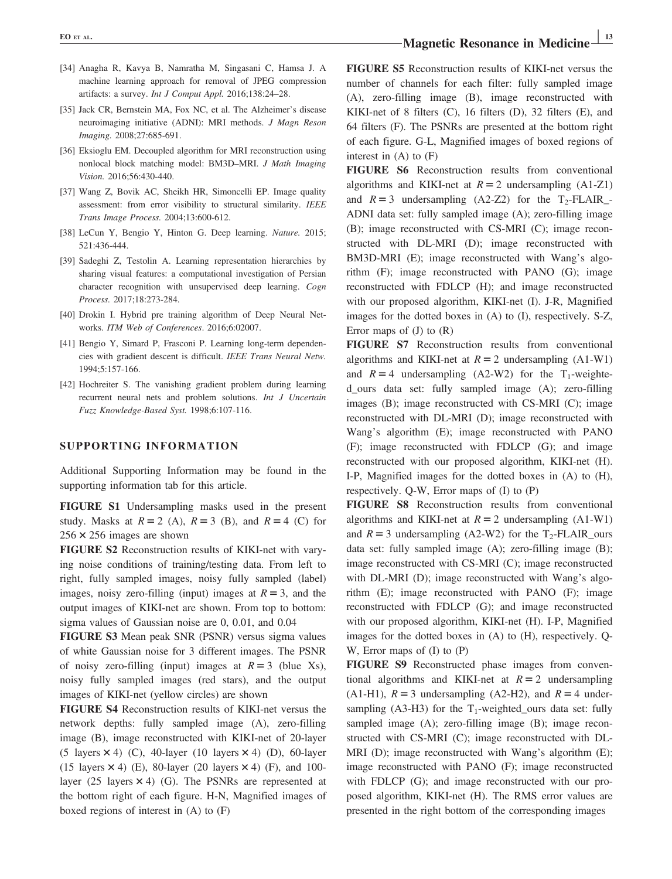[34] Anagha R, Kavya B, Namratha M, Singasani C, Hamsa J. A machine learning approach for removal of JPEG compression artifacts: a survey. *Int J Comput Appl.* 2016;138:24–28.

[35] Jack CR, Bernstein MA, Fox NC, et al. The Alzheimer's disease neuroimaging initiative (ADNI): MRI methods. *J Magn Reson Imaging.* 2008;27:685-691.

[36] Eksioglu EM. Decoupled algorithm for MRI reconstruction using nonlocal block matching model: BM3D–MRI. *J Math Imaging Vision.* 2016;56:430-440.

[37] Wang Z, Bovik AC, Sheikh HR, Simoncelli EP. Image quality assessment: from error visibility to structural similarity. *IEEE Trans Image Process.* 2004;13:600-612.

[38] LeCun Y, Bengio Y, Hinton G. Deep learning. *Nature.* 2015; 521:436-444.

[39] Sadeghi Z, Testolin A. Learning representation hierarchies by sharing visual features: a computational investigation of Persian character recognition with unsupervised deep learning. *Cogn Process.* 2017;18:273-284.

[40] Drokin I. Hybrid pre training algorithm of Deep Neural Networks. *ITM Web of Conferences*. 2016;6:02007.

[41] Bengio Y, Simard P, Frasconi P. Learning long-term dependencies with gradient descent is difficult. *IEEE Trans Neural Netw.* 1994;5:157-166.

[42] Hochreiter S. The vanishing gradient problem during learning recurrent neural nets and problem solutions. *Int J Uncertain Fuzz Knowledge-Based Syst.* 1998;6:107-116.

## SUPPORTING INFORMATION

Additional Supporting Information may be found in the supporting information tab for this article.

**FIGURE S1** Undersampling masks used in the present study. Masks at $R = 2$ (A), $R = 3$ (B), and $R = 4$ (C) for $256 \times 256$ images are shown

**FIGURE S2** Reconstruction results of KIKI-net with varying noise conditions of training/testing data. From left to right, fully sampled images, noisy fully sampled (label) images, noisy zero-filling (input) images at $R = 3$, and the output images of KIKI-net are shown. From top to bottom: sigma values of Gaussian noise are 0, 0.01, and 0.04

**FIGURE S3** Mean peak SNR (PSNR) versus sigma values of white Gaussian noise for 3 different images. The PSNR of noisy zero-filling (input) images at $R = 3$ (blue Xs), noisy fully sampled images (red stars), and the output images of KIKI-net (yellow circles) are shown

**FIGURE S4** Reconstruction results of KIKI-net versus the network depths: fully sampled image (A), zero-filling image (B), image reconstructed with KIKI-net of 20-layer (5 layers $\times$ 4) (C), 40-layer (10 layers $\times$ 4) (D), 60-layer (15 layers $\times$ 4) (E), 80-layer (20 layers $\times$ 4) (F), and 100-layer (25 layers $\times$ 4) (G). The PSNRs are represented at the bottom right of each figure. H-N, Magnified images of boxed regions of interest in (A) to (F)

**FIGURE S5** Reconstruction results of KIKI-net versus the number of channels for each filter: fully sampled image (A), zero-filling image (B), image reconstructed with KIKI-net of 8 filters (C), 16 filters (D), 32 filters (E), and 64 filters (F). The PSNRs are presented at the bottom right of each figure. G-L, Magnified images of boxed regions of interest in (A) to (F)

**FIGURE S6** Reconstruction results from conventional algorithms and KIKI-net at $R = 2$ undersampling (A1-Z1) and $R = 3$ undersampling (A2-Z2) for the $T_2$-FLAIR_-ADNI data set: fully sampled image (A); zero-filling image (B); image reconstructed with CS-MRI (C); image reconstructed with DL-MRI (D); image reconstructed with BM3D-MRI (E); image reconstructed with Wang's algorithm (F); image reconstructed with PANO (G); image reconstructed with FDLCP (H); and image reconstructed with our proposed algorithm, KIKI-net (I). J-R, Magnified images for the dotted boxes in (A) to (I), respectively. S-Z, Error maps of (J) to (R)

**FIGURE S7** Reconstruction results from conventional algorithms and KIKI-net at $R = 2$ undersampling (A1-W1) and $R = 4$ undersampling (A2-W2) for the $T_1$-weighted_ours data set: fully sampled image (A); zero-filling images (B); image reconstructed with CS-MRI (C); image reconstructed with DL-MRI (D); image reconstructed with Wang's algorithm (E); image reconstructed with PANO (F); image reconstructed with FDLCP (G); and image reconstructed with our proposed algorithm, KIKI-net (H). I-P, Magnified images for the dotted boxes in (A) to (H), respectively. Q-W, Error maps of (I) to (P)

**FIGURE S8** Reconstruction results from conventional algorithms and KIKI-net at $R = 2$ undersampling (A1-W1) and $R = 3$ undersampling (A2-W2) for the $T_2$-FLAIR_ours data set: fully sampled image (A); zero-filling image (B); image reconstructed with CS-MRI (C); image reconstructed with DL-MRI (D); image reconstructed with Wang's algorithm (E); image reconstructed with PANO (F); image reconstructed with FDLCP (G); and image reconstructed with our proposed algorithm, KIKI-net (H). I-P, Magnified images for the dotted boxes in (A) to (H), respectively. Q-W, Error maps of (I) to (P)

**FIGURE S9** Reconstructed phase images from conventional algorithms and KIKI-net at $R = 2$ undersampling (A1-H1), $R = 3$ undersampling (A2-H2), and $R = 4$ undersampling (A3-H3) for the $T_1$-weighted_ours data set: fully sampled image (A); zero-filling image (B); image reconstructed with CS-MRI (C); image reconstructed with DL-MRI (D); image reconstructed with Wang's algorithm (E); image reconstructed with PANO (F); image reconstructed with FDLCP (G); and image reconstructed with our proposed algorithm, KIKI-net (H). The RMS error values are presented in the right bottom of the corresponding images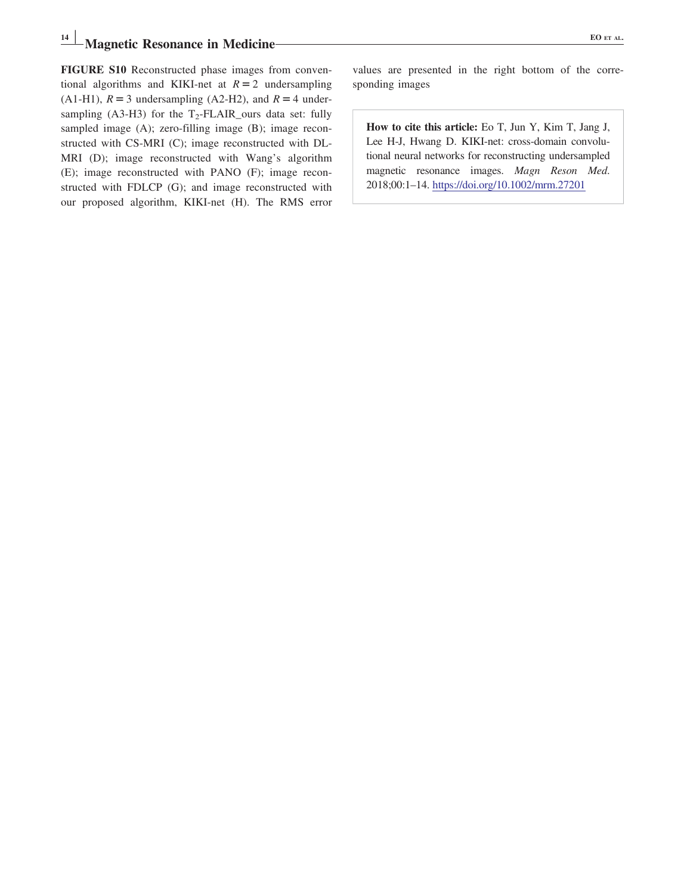**FIGURE S10** Reconstructed phase images from conventional algorithms and KIKI-net at $R = 2$ undersampling (A1-H1), $R = 3$ undersampling (A2-H2), and $R = 4$ undersampling (A3-H3) for the $T_2$-FLAIR_ours data set: fully sampled image (A); zero-filling image (B); image reconstructed with CS-MRI (C); image reconstructed with DL-MRI (D); image reconstructed with Wang's algorithm (E); image reconstructed with PANO (F); image reconstructed with FDLCP (G); and image reconstructed with our proposed algorithm, KIKI-net (H). The RMS error values are presented in the right bottom of the corresponding images

**How to cite this article:** Eo T, Jun Y, Kim T, Jang J, Lee H-J, Hwang D. KIKI-net: cross-domain convolutional neural networks for reconstructing undersampled magnetic resonance images. *Magn Reson Med.* 2018;00:1–14. https://doi.org/10.1002/mrm.27201